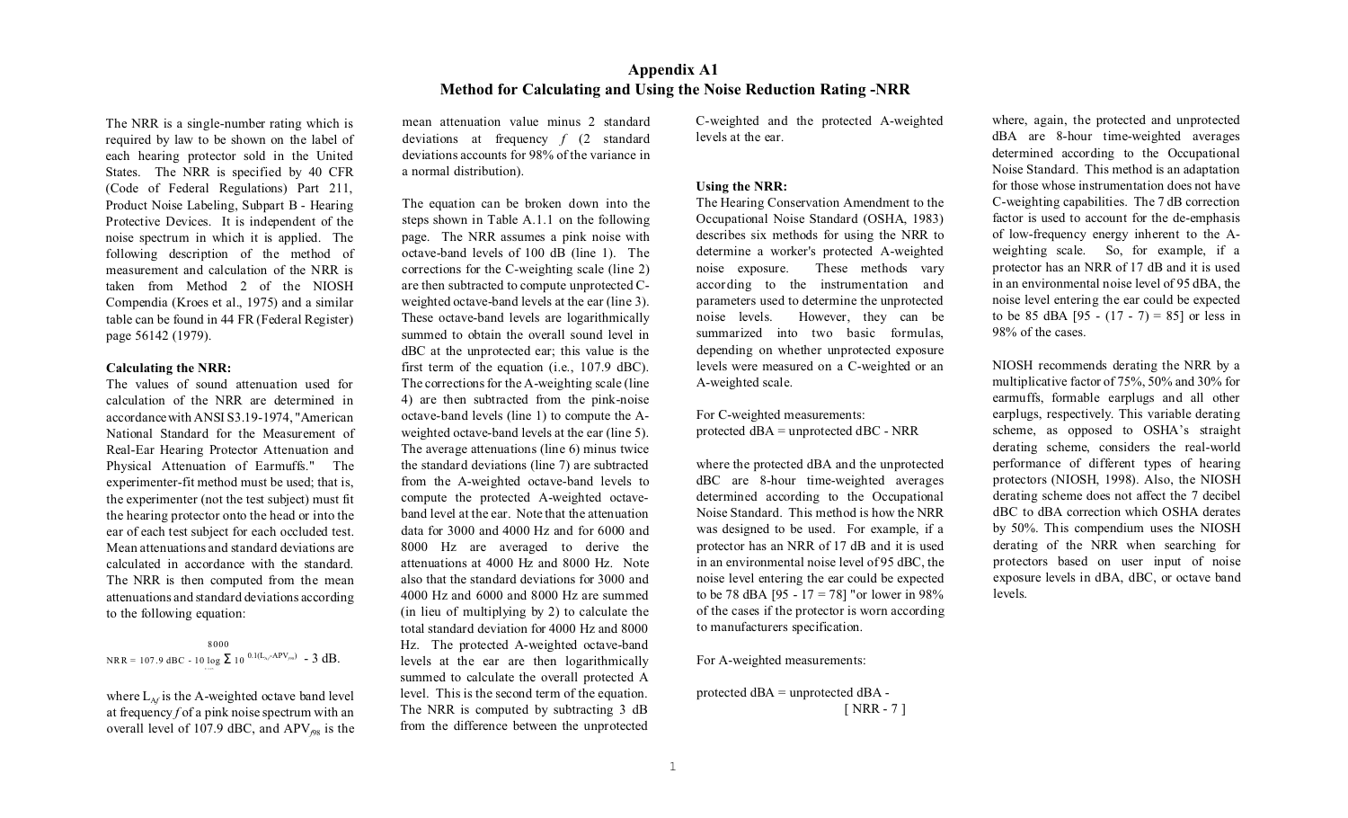# Appendix A1
## Method for Calculating and Using the Noise Reduction Rating -NRR

The NRR is a single-number rating which is required by law to be shown on the label of each hearing protector sold in the United States. The NRR is specified by 40 CFR (Code of Federal Regulations) Part 211, Product Noise Labeling, Subpart B - Hearing Protective Devices. It is independent of the noise spectrum in which it is applied. The following description of the method of measurement and calculation of the NRR is taken from Method 2 of the NIOSH Compendia (Kroes et al., 1975) and a similar table can be found in 44 FR (Federal Register) page 56142 (1979).

### Calculating the NRR:

The values of sound attenuation used for calculation of the NRR are determined in accordance with ANSI S3.19-1974, "American National Standard for the Measurement of Real-Ear Hearing Protector Attenuation and Physical Attenuation of Earmuffs." The experimenter-fit method must be used; that is, the experimenter (not the test subject) must fit the hearing protector onto the head or into the ear of each test subject for each occluded test. Mean attenuations and standard deviations are calculated in accordance with the standard. The NRR is then computed from the mean attenuations and standard deviations according to the following equation:

$$NRR = 107.9\text{ dBC} - 10\log\sum_{f=125}^{8000} 10^{0.1(L_{Af}-APV_{f98})} - 3\text{ dB}.$$

where $L_{Af}$ is the A-weighted octave band level at frequency $f$ of a pink noise spectrum with an overall level of 107.9 dBC, and $APV_{f98}$ is the mean attenuation value minus 2 standard deviations at frequency $f$ (2 standard deviations accounts for 98% of the variance in a normal distribution).

The equation can be broken down into the steps shown in Table A.1.1 on the following page. The NRR assumes a pink noise with octave-band levels of 100 dB (line 1). The corrections for the C-weighting scale (line 2) are then subtracted to compute unprotected C-weighted octave-band levels at the ear (line 3). These octave-band levels are logarithmically summed to obtain the overall sound level in dBC at the unprotected ear; this value is the first term of the equation (i.e., 107.9 dBC). The corrections for the A-weighting scale (line 4) are then subtracted from the pink-noise octave-band levels (line 1) to compute the A-weighted octave-band levels at the ear (line 5). The average attenuations (line 6) minus twice the standard deviations (line 7) are subtracted from the A-weighted octave-band levels to compute the protected A-weighted octave-band level at the ear. Note that the attenuation data for 3000 and 4000 Hz and for 6000 and 8000 Hz are averaged to derive the attenuations at 4000 Hz and 8000 Hz. Note also that the standard deviations for 3000 and 4000 Hz and 6000 and 8000 Hz are summed (in lieu of multiplying by 2) to calculate the total standard deviation for 4000 Hz and 8000 Hz. The protected A-weighted octave-band levels at the ear are then logarithmically summed to calculate the overall protected A level. This is the second term of the equation. The NRR is computed by subtracting 3 dB from the difference between the unprotected C-weighted and the protected A-weighted levels at the ear.

### Using the NRR:

The Hearing Conservation Amendment to the Occupational Noise Standard (OSHA, 1983) describes six methods for using the NRR to determine a worker's protected A-weighted noise exposure. These methods vary according to the instrumentation and parameters used to determine the unprotected noise levels. However, they can be summarized into two basic formulas, depending on whether unprotected exposure levels were measured on a C-weighted or an A-weighted scale.

For C-weighted measurements:
protected dBA = unprotected dBC - NRR

where the protected dBA and the unprotected dBC are 8-hour time-weighted averages determined according to the Occupational Noise Standard. This method is how the NRR was designed to be used. For example, if a protector has an NRR of 17 dB and it is used in an environmental noise level of 95 dBC, the noise level entering the ear could be expected to be 78 dBA [95 - 17 = 78] "or lower in 98% of the cases if the protector is worn according to manufacturers specification.

For A-weighted measurements:

protected dBA = unprotected dBA - [ NRR - 7 ]

where, again, the protected and unprotected dBA are 8-hour time-weighted averages determined according to the Occupational Noise Standard. This method is an adaptation for those whose instrumentation does not have C-weighting capabilities. The 7 dB correction factor is used to account for the de-emphasis of low-frequency energy inherent to the A-weighting scale. So, for example, if a protector has an NRR of 17 dB and it is used in an environmental noise level of 95 dBA, the noise level entering the ear could be expected to be 85 dBA [95 - (17 - 7) = 85] or less in 98% of the cases.

NIOSH recommends derating the NRR by a multiplicative factor of 75%, 50% and 30% for earmuffs, formable earplugs and all other earplugs, respectively. This variable derating scheme, as opposed to OSHA's straight derating scheme, considers the real-world performance of different types of hearing protectors (NIOSH, 1998). Also, the NIOSH derating scheme does not affect the 7 decibel dBC to dBA correction which OSHA derates by 50%. This compendium uses the NIOSH derating of the NRR when searching for protectors based on user input of noise exposure levels in dBA, dBC, or octave band levels.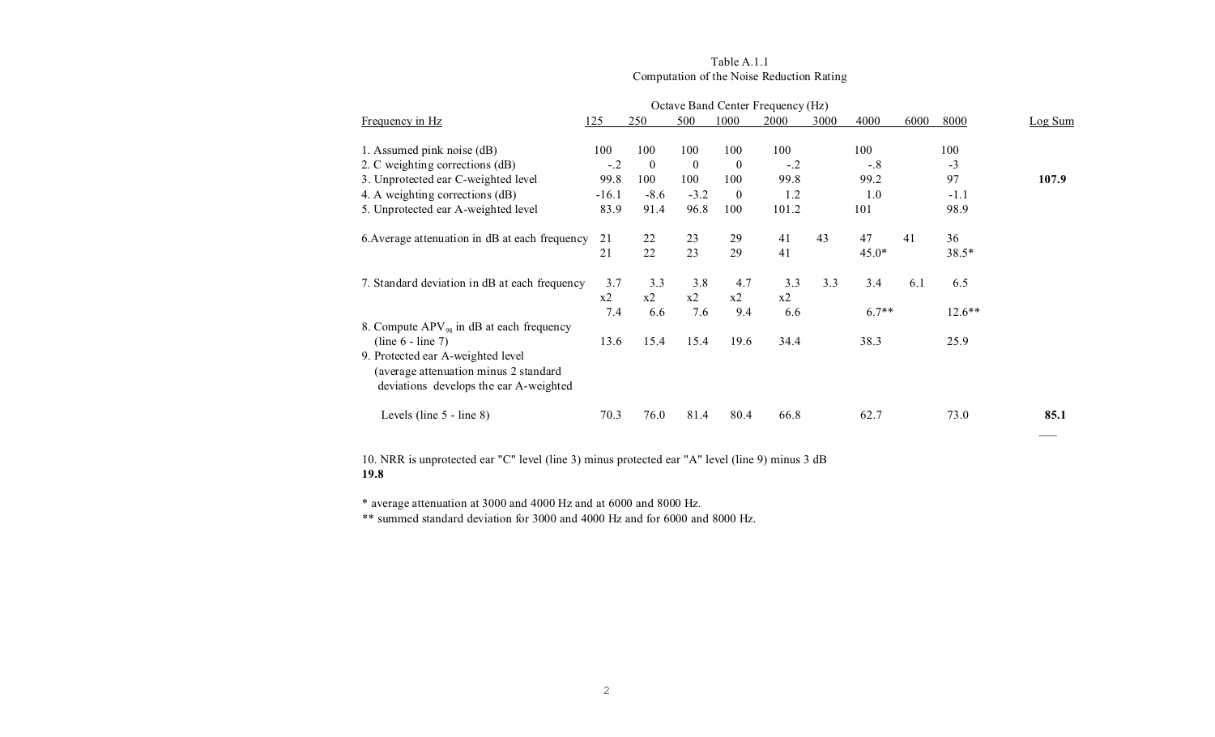Table A.1.1
Computation of the Noise Reduction Rating

| Frequency in Hz | 125 | 250 | 500 | 1000 | 2000 | 3000 | 4000 | 6000 | 8000 | Log Sum |
|---|---|---|---|---|---|---|---|---|---|---|
| | Octave Band Center Frequency (Hz) | | | | | | | | | |
| 1. Assumed pink noise (dB) | 100 | 100 | 100 | 100 | 100 | | 100 | | 100 | |
| 2. C weighting corrections (dB) | -.2 | 0 | 0 | 0 | -.2 | | -.8 | | -3 | |
| 3. Unprotected ear C-weighted level | 99.8 | 100 | 100 | 100 | 99.8 | | 99.2 | | 97 | **107.9** |
| 4. A weighting corrections (dB) | -16.1 | -8.6 | -3.2 | 0 | 1.2 | | 1.0 | | -1.1 | |
| 5. Unprotected ear A-weighted level | 83.9 | 91.4 | 96.8 | 100 | 101.2 | | 101 | | 98.9 | |
| 6. Average attenuation in dB at each frequency | 21 | 22 | 23 | 29 | 41 | 43 | 47 | 41 | 36 | |
| | 21 | 22 | 23 | 29 | 41 | | 45.0* | | 38.5* | |
| 7. Standard deviation in dB at each frequency | 3.7 | 3.3 | 3.8 | 4.7 | 3.3 | 3.3 | 3.4 | 6.1 | 6.5 | |
| | x2 | x2 | x2 | x2 | x2 | | | | | |
| | 7.4 | 6.6 | 7.6 | 9.4 | 6.6 | | 6.7** | | 12.6** | |
| 8. Compute $APV_{98}$ in dB at each frequency (line 6 - line 7) | 13.6 | 15.4 | 15.4 | 19.6 | 34.4 | | 38.3 | | 25.9 | |
| 9. Protected ear A-weighted level (average attenuation minus 2 standard deviations develops the ear A-weighted Levels (line 5 - line 8) | 70.3 | 76.0 | 81.4 | 80.4 | 66.8 | | 62.7 | | 73.0 | **85.1** |

10. NRR is unprotected ear "C" level (line 3) minus protected ear "A" level (line 9) minus 3 dB
**19.8**

\* average attenuation at 3000 and 4000 Hz and at 6000 and 8000 Hz.
\*\* summed standard deviation for 3000 and 4000 Hz and for 6000 and 8000 Hz.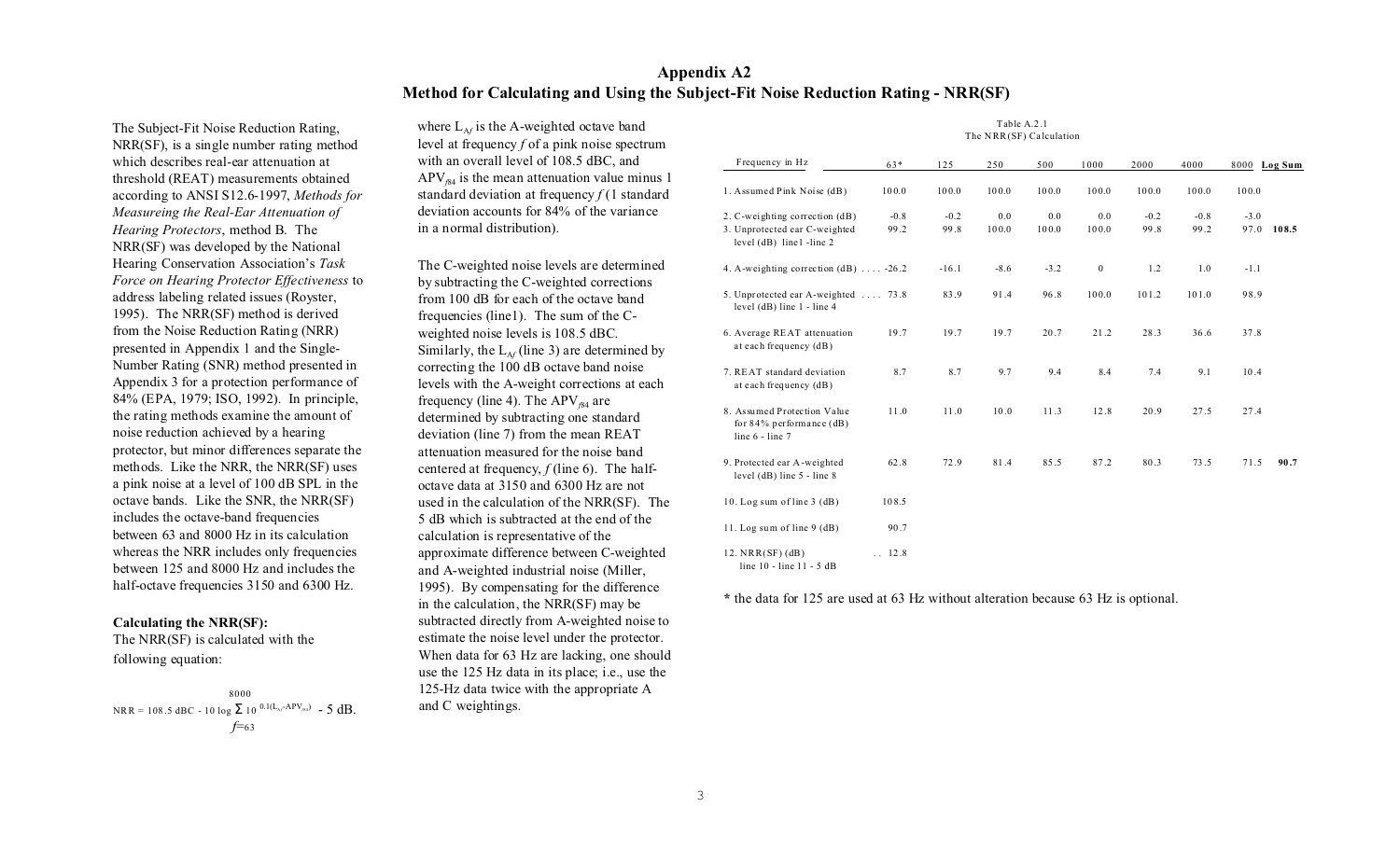## Appendix A2

## Method for Calculating and Using the Subject-Fit Noise Reduction Rating - NRR(SF)

The Subject-Fit Noise Reduction Rating, NRR(SF), is a single number rating method which describes real-ear attenuation at threshold (REAT) measurements obtained according to ANSI S12.6-1997, *Methods for Measureing the Real-Ear Attenuation of Hearing Protectors*, method B. The NRR(SF) was developed by the National Hearing Conservation Association's *Task Force on Hearing Protector Effectiveness* to address labeling related issues (Royster, 1995). The NRR(SF) method is derived from the Noise Reduction Rating (NRR) presented in Appendix 1 and the Single-Number Rating (SNR) method presented in Appendix 3 for a protection performance of 84% (EPA, 1979; ISO, 1992). In principle, the rating methods examine the amount of noise reduction achieved by a hearing protector, but minor differences separate the methods. Like the NRR, the NRR(SF) uses a pink noise at a level of 100 dB SPL in the octave bands. Like the SNR, the NRR(SF) includes the octave-band frequencies between 63 and 8000 Hz in its calculation whereas the NRR includes only frequencies between 125 and 8000 Hz and includes the half-octave frequencies 3150 and 6300 Hz.

**Calculating the NRR(SF):**
The NRR(SF) is calculated with the following equation:

$$NRR = 108.5 \text{ dBC} - 10 \log \sum_{f=63}^{8000} 10^{0.1(L_{Af}-APV_{f84})} - 5 \text{ dB}.$$

where $L_{Af}$ is the A-weighted octave band level at frequency *f* of a pink noise spectrum with an overall level of 108.5 dBC, and $APV_{f84}$ is the mean attenuation value minus 1 standard deviation at frequency *f* (1 standard deviation accounts for 84% of the variance in a normal distribution).

The C-weighted noise levels are determined by subtracting the C-weighted corrections from 100 dB for each of the octave band frequencies (line1). The sum of the C-weighted noise levels is 108.5 dBC. Similarly, the $L_{Af}$ (line 3) are determined by correcting the 100 dB octave band noise levels with the A-weight corrections at each frequency (line 4). The $APV_{f84}$ are determined by subtracting one standard deviation (line 7) from the mean REAT attenuation measured for the noise band centered at frequency, *f* (line 6). The half-octave data at 3150 and 6300 Hz are not used in the calculation of the NRR(SF). The 5 dB which is subtracted at the end of the calculation is representative of the approximate difference between C-weighted and A-weighted industrial noise (Miller, 1995). By compensating for the difference in the calculation, the NRR(SF) may be subtracted directly from A-weighted noise to estimate the noise level under the protector. When data for 63 Hz are lacking, one should use the 125 Hz data in its place; i.e., use the 125-Hz data twice with the appropriate A and C weightings.

Table A.2.1
The NRR(SF) Calculation

| Frequency in Hz | 63* | 125 | 250 | 500 | 1000 | 2000 | 4000 | 8000 | Log Sum |
|---|---|---|---|---|---|---|---|---|---|
| 1. Assumed Pink Noise (dB) | 100.0 | 100.0 | 100.0 | 100.0 | 100.0 | 100.0 | 100.0 | 100.0 | |
| 2. C-weighting correction (dB) | -0.8 | -0.2 | 0.0 | 0.0 | 0.0 | -0.2 | -0.8 | -3.0 | |
| 3. Unprotected ear C-weighted level (dB) line1 -line 2 | 99.2 | 99.8 | 100.0 | 100.0 | 100.0 | 99.8 | 99.2 | 97.0 | **108.5** |
| 4. A-weighting correction (dB) .... | -26.2 | -16.1 | -8.6 | -3.2 | 0 | 1.2 | 1.0 | -1.1 | |
| 5. Unprotected ear A-weighted .... level (dB) line 1 - line 4 | 73.8 | 83.9 | 91.4 | 96.8 | 100.0 | 101.2 | 101.0 | 98.9 | |
| 6. Average REAT attenuation at each frequency (dB) | 19.7 | 19.7 | 19.7 | 20.7 | 21.2 | 28.3 | 36.6 | 37.8 | |
| 7. REAT standard deviation at each frequency (dB) | 8.7 | 8.7 | 9.7 | 9.4 | 8.4 | 7.4 | 9.1 | 10.4 | |
| 8. Assumed Protection Value for 84% performance (dB) line 6 - line 7 | 11.0 | 11.0 | 10.0 | 11.3 | 12.8 | 20.9 | 27.5 | 27.4 | |
| 9. Protected ear A-weighted level (dB) line 5 - line 8 | 62.8 | 72.9 | 81.4 | 85.5 | 87.2 | 80.3 | 73.5 | 71.5 | **90.7** |
| 10. Log sum of line 3 (dB) | 108.5 | | | | | | | | |
| 11. Log sum of line 9 (dB) | 90.7 | | | | | | | | |
| 12. NRR(SF) (dB) line 10 - line 11 - 5 dB | .. 12.8 | | | | | | | | |

\* the data for 125 are used at 63 Hz without alteration because 63 Hz is optional.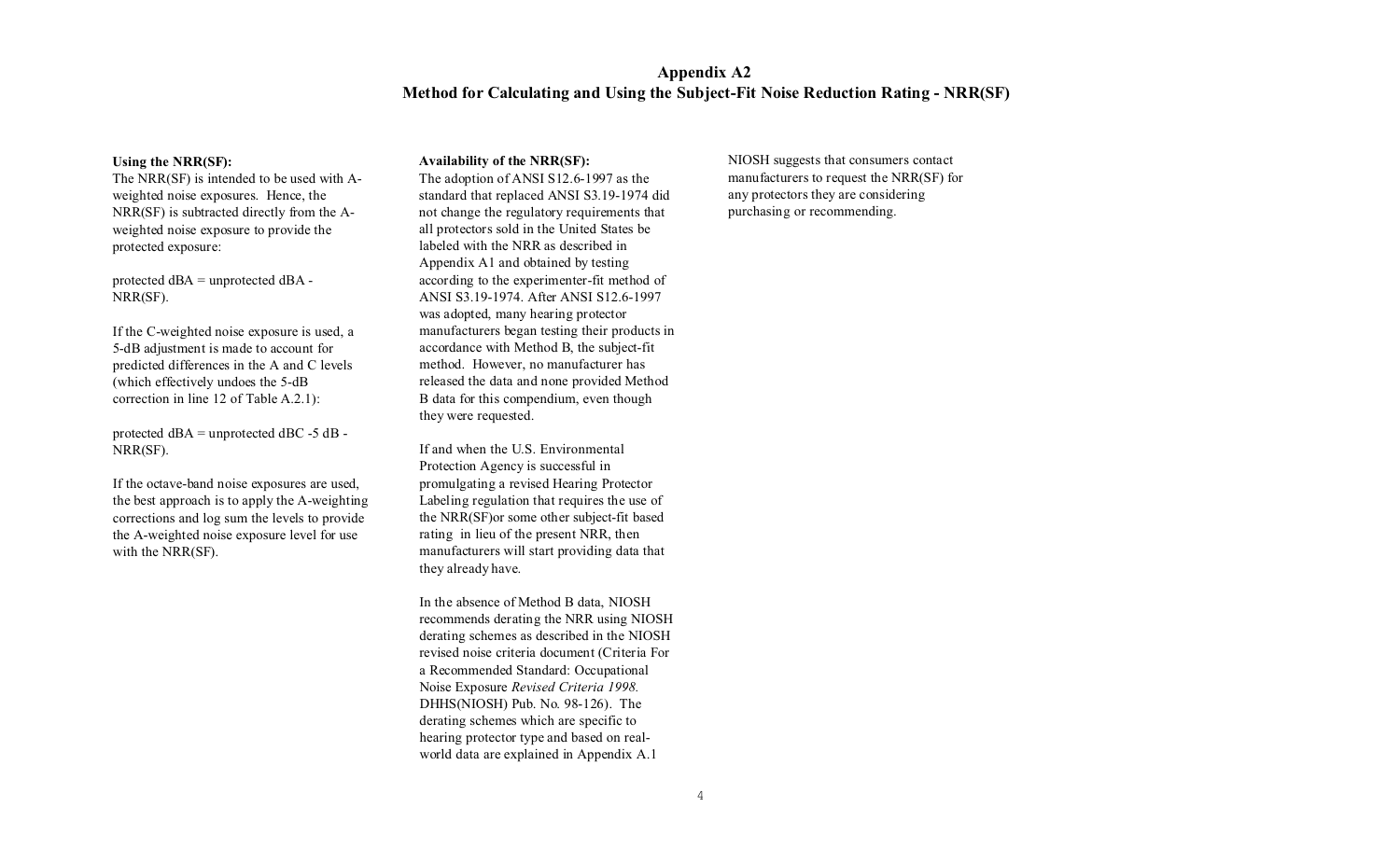# Appendix A2
## Method for Calculating and Using the Subject-Fit Noise Reduction Rating - NRR(SF)

**Using the NRR(SF):**
The NRR(SF) is intended to be used with A-weighted noise exposures. Hence, the NRR(SF) is subtracted directly from the A-weighted noise exposure to provide the protected exposure:

protected dBA = unprotected dBA - NRR(SF).

If the C-weighted noise exposure is used, a 5-dB adjustment is made to account for predicted differences in the A and C levels (which effectively undoes the 5-dB correction in line 12 of Table A.2.1):

protected dBA = unprotected dBC -5 dB - NRR(SF).

If the octave-band noise exposures are used, the best approach is to apply the A-weighting corrections and log sum the levels to provide the A-weighted noise exposure level for use with the NRR(SF).

**Availability of the NRR(SF):**
The adoption of ANSI S12.6-1997 as the standard that replaced ANSI S3.19-1974 did not change the regulatory requirements that all protectors sold in the United States be labeled with the NRR as described in Appendix A1 and obtained by testing according to the experimenter-fit method of ANSI S3.19-1974. After ANSI S12.6-1997 was adopted, many hearing protector manufacturers began testing their products in accordance with Method B, the subject-fit method. However, no manufacturer has released the data and none provided Method B data for this compendium, even though they were requested.

If and when the U.S. Environmental Protection Agency is successful in promulgating a revised Hearing Protector Labeling regulation that requires the use of the NRR(SF)or some other subject-fit based rating in lieu of the present NRR, then manufacturers will start providing data that they already have.

In the absence of Method B data, NIOSH recommends derating the NRR using NIOSH derating schemes as described in the NIOSH revised noise criteria document (Criteria For a Recommended Standard: Occupational Noise Exposure *Revised Criteria 1998.* DHHS(NIOSH) Pub. No. 98-126). The derating schemes which are specific to hearing protector type and based on real-world data are explained in Appendix A.1

NIOSH suggests that consumers contact manufacturers to request the NRR(SF) for any protectors they are considering purchasing or recommending.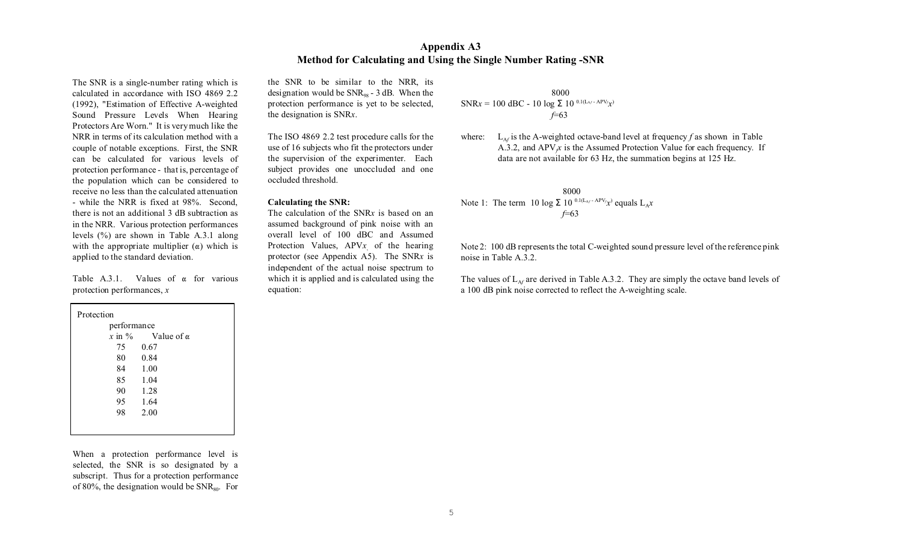## Appendix A3
## Method for Calculating and Using the Single Number Rating -SNR

The SNR is a single-number rating which is calculated in accordance with ISO 4869 2.2 (1992), "Estimation of Effective A-weighted Sound Pressure Levels When Hearing Protectors Are Worn." It is very much like the NRR in terms of its calculation method with a couple of notable exceptions. First, the SNR can be calculated for various levels of protection performance - that is, percentage of the population which can be considered to receive no less than the calculated attenuation - while the NRR is fixed at 98%. Second, there is not an additional 3 dB subtraction as in the NRR. Various protection performances levels (%) are shown in Table A.3.1 along with the appropriate multiplier (α) which is applied to the standard deviation.

Table A.3.1. Values of α for various protection performances, *x*

| Protection performance *x* in % | Value of α |
|---|---|
| 75 | 0.67 |
| 80 | 0.84 |
| 84 | 1.00 |
| 85 | 1.04 |
| 90 | 1.28 |
| 95 | 1.64 |
| 98 | 2.00 |

When a protection performance level is selected, the SNR is so designated by a subscript. Thus for a protection performance of 80%, the designation would be $SNR_{80}$. For the SNR to be similar to the NRR, its designation would be $SNR_{98}$ - 3 dB. When the protection performance is yet to be selected, the designation is SNR$x$.

The ISO 4869 2.2 test procedure calls for the use of 16 subjects who fit the protectors under the supervision of the experimenter. Each subject provides one unoccluded and one occluded threshold.

**Calculating the SNR:**
The calculation of the SNR$x$ is based on an assumed background of pink noise with an overall level of 100 dBC and Assumed Protection Values, APV$x$, of the hearing protector (see Appendix A5). The SNR$x$ is independent of the actual noise spectrum to which it is applied and is calculated using the equation:

$$SNRx = 100 \text{ dBC} - 10 \log \sum_{f=63}^{8000} 10^{\,0.1(L_{Af} - APV_f x)}$$

where: $L_{Af}$ is the A-weighted octave-band level at frequency $f$ as shown in Table A.3.2, and $APV_f x$ is the Assumed Protection Value for each frequency. If data are not available for 63 Hz, the summation begins at 125 Hz.

Note 1: The term $10 \log \sum_{f=63}^{8000} 10^{\,0.1(L_{Af} - APV_f x)}$ equals $L_A x$

Note 2: 100 dB represents the total C-weighted sound pressure level of the reference pink noise in Table A.3.2.

The values of $L_{Af}$ are derived in Table A.3.2. They are simply the octave band levels of a 100 dB pink noise corrected to reflect the A-weighting scale.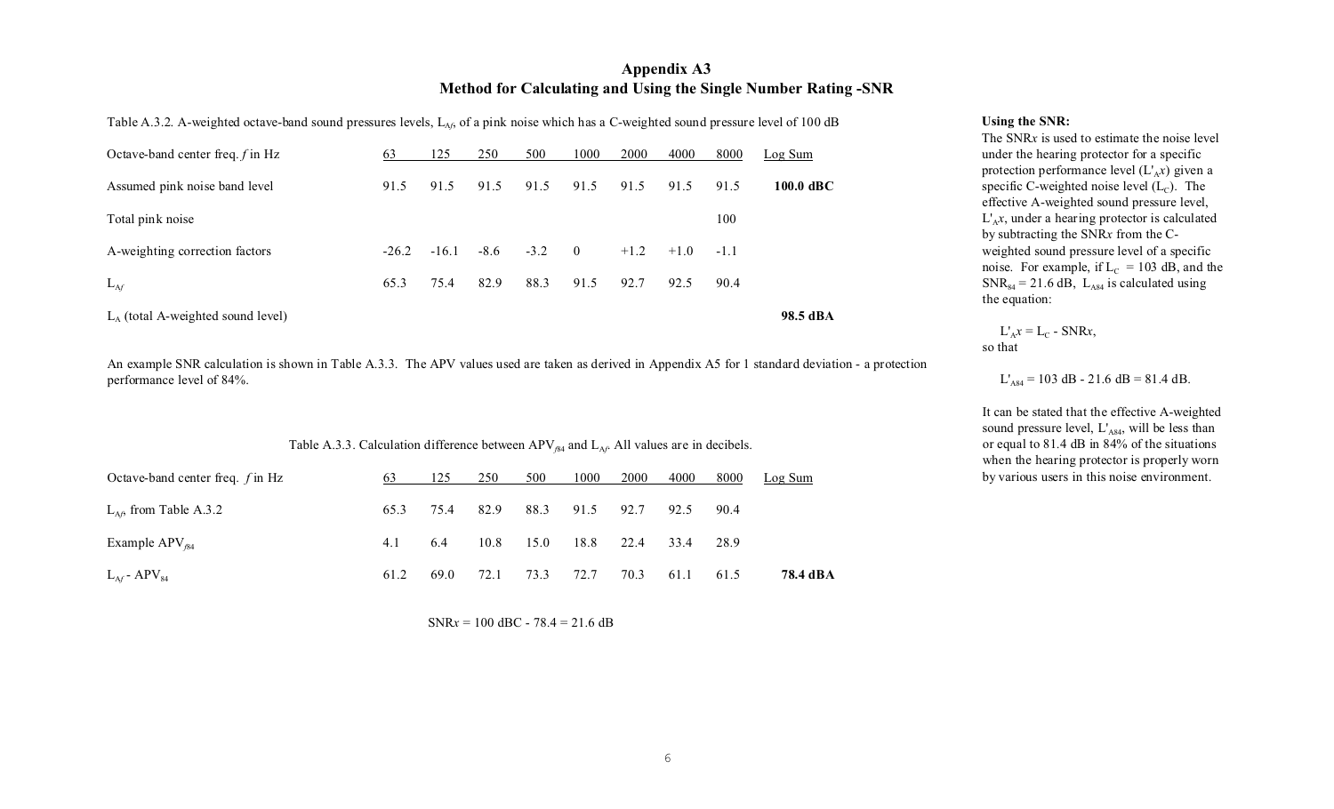# Appendix A3

## Method for Calculating and Using the Single Number Rating -SNR

Table A.3.2. A-weighted octave-band sound pressures levels, $L_{Af}$, of a pink noise which has a C-weighted sound pressure level of 100 dB

| Octave-band center freq. *f* in Hz | 63 | 125 | 250 | 500 | 1000 | 2000 | 4000 | 8000 | Log Sum |
|---|---|---|---|---|---|---|---|---|---|
| Assumed pink noise band level | 91.5 | 91.5 | 91.5 | 91.5 | 91.5 | 91.5 | 91.5 | 91.5 | **100.0 dBC** |
| Total pink noise | | | | | | | | 100 | |
| A-weighting correction factors | -26.2 | -16.1 | -8.6 | -3.2 | 0 | +1.2 | +1.0 | -1.1 | |
| $L_{Af}$ | 65.3 | 75.4 | 82.9 | 88.3 | 91.5 | 92.7 | 92.5 | 90.4 | |
| $L_A$ (total A-weighted sound level) | | | | | | | | | **98.5 dBA** |

An example SNR calculation is shown in Table A.3.3. The APV values used are taken as derived in Appendix A5 for 1 standard deviation - a protection performance level of 84%.

Table A.3.3. Calculation difference between $APV_{f84}$ and $L_{Af}$. All values are in decibels.

| Octave-band center freq. *f* in Hz | 63 | 125 | 250 | 500 | 1000 | 2000 | 4000 | 8000 | Log Sum |
|---|---|---|---|---|---|---|---|---|---|
| $L_{Af}$, from Table A.3.2 | 65.3 | 75.4 | 82.9 | 88.3 | 91.5 | 92.7 | 92.5 | 90.4 | |
| Example $APV_{f84}$ | 4.1 | 6.4 | 10.8 | 15.0 | 18.8 | 22.4 | 33.4 | 28.9 | |
| $L_{Af}$ - $APV_{84}$ | 61.2 | 69.0 | 72.1 | 73.3 | 72.7 | 70.3 | 61.1 | 61.5 | **78.4 dBA** |

$SNRx$ = 100 dBC - 78.4 = 21.6 dB

**Using the SNR:**

The $SNRx$ is used to estimate the noise level under the hearing protector for a specific protection performance level ($L'_{A}x$) given a specific C-weighted noise level ($L_C$). The effective A-weighted sound pressure level, $L'_{A}x$, under a hearing protector is calculated by subtracting the $SNRx$ from the C-weighted sound pressure level of a specific noise. For example, if $L_C$ = 103 dB, and the $SNR_{84}$ = 21.6 dB, $L_{A84}$ is calculated using the equation:

$$L'_{A}x = L_C - SNRx,$$

so that

$$L'_{A84} = 103 \text{ dB} - 21.6 \text{ dB} = 81.4 \text{ dB}.$$

It can be stated that the effective A-weighted sound pressure level, $L'_{A84}$, will be less than or equal to 81.4 dB in 84% of the situations when the hearing protector is properly worn by various users in this noise environment.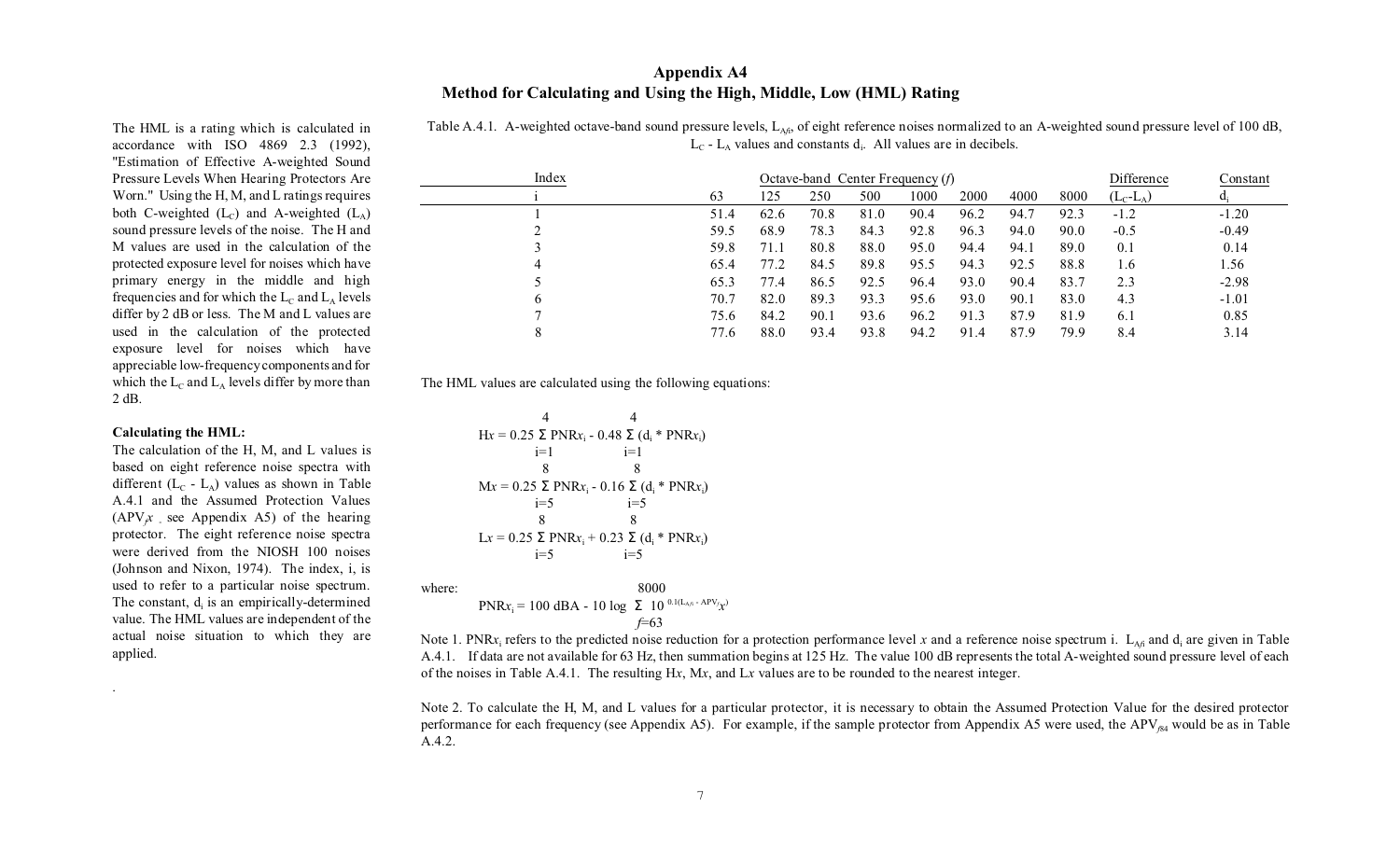# Appendix A4

## Method for Calculating and Using the High, Middle, Low (HML) Rating

The HML is a rating which is calculated in accordance with ISO 4869 2.3 (1992), "Estimation of Effective A-weighted Sound Pressure Levels When Hearing Protectors Are Worn." Using the H, M, and L ratings requires both C-weighted ($L_C$) and A-weighted ($L_A$) sound pressure levels of the noise. The H and M values are used in the calculation of the protected exposure level for noises which have primary energy in the middle and high frequencies and for which the $L_C$ and $L_A$ levels differ by 2 dB or less. The M and L values are used in the calculation of the protected exposure level for noises which have appreciable low-frequency components and for which the $L_C$ and $L_A$ levels differ by more than 2 dB.

**Calculating the HML:**

The calculation of the H, M, and L values is based on eight reference noise spectra with different ($L_C$ - $L_A$) values as shown in Table A.4.1 and the Assumed Protection Values ($APV_f x$, see Appendix A5) of the hearing protector. The eight reference noise spectra were derived from the NIOSH 100 noises (Johnson and Nixon, 1974). The index, i, is used to refer to a particular noise spectrum. The constant, $d_i$ is an empirically-determined value. The HML values are independent of the actual noise situation to which they are applied.

Table A.4.1. A-weighted octave-band sound pressure levels, $L_{Afi}$, of eight reference noises normalized to an A-weighted sound pressure level of 100 dB, $L_C$ - $L_A$ values and constants $d_i$. All values are in decibels.

| Index i | 63 | 125 | 250 | 500 | 1000 | 2000 | 4000 | 8000 | Difference ($L_C$-$L_A$) | Constant $d_i$ |
|---|---|---|---|---|---|---|---|---|---|---|
| | Octave-band Center Frequency ($f$) | | | | | | | | | |
| 1 | 51.4 | 62.6 | 70.8 | 81.0 | 90.4 | 96.2 | 94.7 | 92.3 | -1.2 | -1.20 |
| 2 | 59.5 | 68.9 | 78.3 | 84.3 | 92.8 | 96.3 | 94.0 | 90.0 | -0.5 | -0.49 |
| 3 | 59.8 | 71.1 | 80.8 | 88.0 | 95.0 | 94.4 | 94.1 | 89.0 | 0.1 | 0.14 |
| 4 | 65.4 | 77.2 | 84.5 | 89.8 | 95.5 | 94.3 | 92.5 | 88.8 | 1.6 | 1.56 |
| 5 | 65.3 | 77.4 | 86.5 | 92.5 | 96.4 | 93.0 | 90.4 | 83.7 | 2.3 | -2.98 |
| 6 | 70.7 | 82.0 | 89.3 | 93.3 | 95.6 | 93.0 | 90.1 | 83.0 | 4.3 | -1.01 |
| 7 | 75.6 | 84.2 | 90.1 | 93.6 | 96.2 | 91.3 | 87.9 | 81.9 | 6.1 | 0.85 |
| 8 | 77.6 | 88.0 | 93.4 | 93.8 | 94.2 | 91.4 | 87.9 | 79.9 | 8.4 | 3.14 |

The HML values are calculated using the following equations:

$$Hx = 0.25 \sum_{i=1}^{4} PNRx_i - 0.48 \sum_{i=1}^{4} (d_i * PNRx_i)$$

$$Mx = 0.25 \sum_{i=5}^{8} PNRx_i - 0.16 \sum_{i=5}^{8} (d_i * PNRx_i)$$

$$Lx = 0.25 \sum_{i=5}^{8} PNRx_i + 0.23 \sum_{i=5}^{8} (d_i * PNRx_i)$$

where:

$$PNRx_i = 100 \text{ dBA} - 10 \log \sum_{f=63}^{8000} 10^{0.1(L_{Afi} - APV_f x)}$$

Note 1. $PNRx_i$ refers to the predicted noise reduction for a protection performance level $x$ and a reference noise spectrum i. $L_{Afi}$ and $d_i$ are given in Table A.4.1. If data are not available for 63 Hz, then summation begins at 125 Hz. The value 100 dB represents the total A-weighted sound pressure level of each of the noises in Table A.4.1. The resulting $Hx$, $Mx$, and $Lx$ values are to be rounded to the nearest integer.

Note 2. To calculate the H, M, and L values for a particular protector, it is necessary to obtain the Assumed Protection Value for the desired protector performance for each frequency (see Appendix A5). For example, if the sample protector from Appendix A5 were used, the $APV_{f84}$ would be as in Table A.4.2.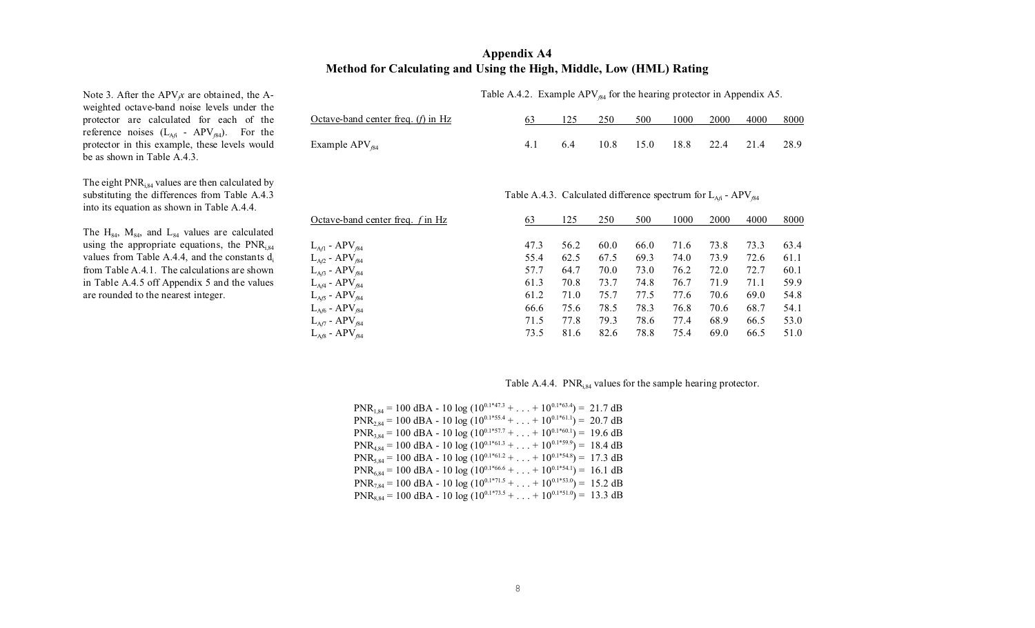## Appendix A4
## Method for Calculating and Using the High, Middle, Low (HML) Rating

Note 3. After the $APV_{fx}$ are obtained, the A-weighted octave-band noise levels under the protector are calculated for each of the reference noises ($L_{Afi}$ - $APV_{f84}$). For the protector in this example, these levels would be as shown in Table A.4.3.

The eight $PNR_{i,84}$ values are then calculated by substituting the differences from Table A.4.3 into its equation as shown in Table A.4.4.

The $H_{84}$, $M_{84}$, and $L_{84}$ values are calculated using the appropriate equations, the $PNR_{i,84}$ values from Table A.4.4, and the constants $d_i$ from Table A.4.1. The calculations are shown in Table A.4.5 off Appendix 5 and the values are rounded to the nearest integer.

Table A.4.2. Example $APV_{f84}$ for the hearing protector in Appendix A5.

| Octave-band center freq. ($f$) in Hz | 63 | 125 | 250 | 500 | 1000 | 2000 | 4000 | 8000 |
|---|---|---|---|---|---|---|---|---|
| Example $APV_{f84}$ | 4.1 | 6.4 | 10.8 | 15.0 | 18.8 | 22.4 | 21.4 | 28.9 |

Table A.4.3. Calculated difference spectrum for $L_{Afi}$ - $APV_{f84}$

| Octave-band center freq. $f$ in Hz | 63 | 125 | 250 | 500 | 1000 | 2000 | 4000 | 8000 |
|---|---|---|---|---|---|---|---|---|
| $L_{Af1}$ - $APV_{f84}$ | 47.3 | 56.2 | 60.0 | 66.0 | 71.6 | 73.8 | 73.3 | 63.4 |
| $L_{Af2}$ - $APV_{f84}$ | 55.4 | 62.5 | 67.5 | 69.3 | 74.0 | 73.9 | 72.6 | 61.1 |
| $L_{Af3}$ - $APV_{f84}$ | 57.7 | 64.7 | 70.0 | 73.0 | 76.2 | 72.0 | 72.7 | 60.1 |
| $L_{Af4}$ - $APV_{f84}$ | 61.3 | 70.8 | 73.7 | 74.8 | 76.7 | 71.9 | 71.1 | 59.9 |
| $L_{Af5}$ - $APV_{f84}$ | 61.2 | 71.0 | 75.7 | 77.5 | 77.6 | 70.6 | 69.0 | 54.8 |
| $L_{Af6}$ - $APV_{f84}$ | 66.6 | 75.6 | 78.5 | 78.3 | 76.8 | 70.6 | 68.7 | 54.1 |
| $L_{Af7}$ - $APV_{f84}$ | 71.5 | 77.8 | 79.3 | 78.6 | 77.4 | 68.9 | 66.5 | 53.0 |
| $L_{Af8}$ - $APV_{f84}$ | 73.5 | 81.6 | 82.6 | 78.8 | 75.4 | 69.0 | 66.5 | 51.0 |

Table A.4.4. $PNR_{i,84}$ values for the sample hearing protector.

$PNR_{1,84} = 100 \text{ dBA} - 10 \log (10^{0.1*47.3} + \ldots + 10^{0.1*63.4}) = 21.7 \text{ dB}$
$PNR_{2,84} = 100 \text{ dBA} - 10 \log (10^{0.1*55.4} + \ldots + 10^{0.1*61.1}) = 20.7 \text{ dB}$
$PNR_{3,84} = 100 \text{ dBA} - 10 \log (10^{0.1*57.7} + \ldots + 10^{0.1*60.1}) = 19.6 \text{ dB}$
$PNR_{4,84} = 100 \text{ dBA} - 10 \log (10^{0.1*61.3} + \ldots + 10^{0.1*59.9}) = 18.4 \text{ dB}$
$PNR_{5,84} = 100 \text{ dBA} - 10 \log (10^{0.1*61.2} + \ldots + 10^{0.1*54.8}) = 17.3 \text{ dB}$
$PNR_{6,84} = 100 \text{ dBA} - 10 \log (10^{0.1*66.6} + \ldots + 10^{0.1*54.1}) = 16.1 \text{ dB}$
$PNR_{7,84} = 100 \text{ dBA} - 10 \log (10^{0.1*71.5} + \ldots + 10^{0.1*53.0}) = 15.2 \text{ dB}$
$PNR_{8,84} = 100 \text{ dBA} - 10 \log (10^{0.1*73.5} + \ldots + 10^{0.1*51.0}) = 13.3 \text{ dB}$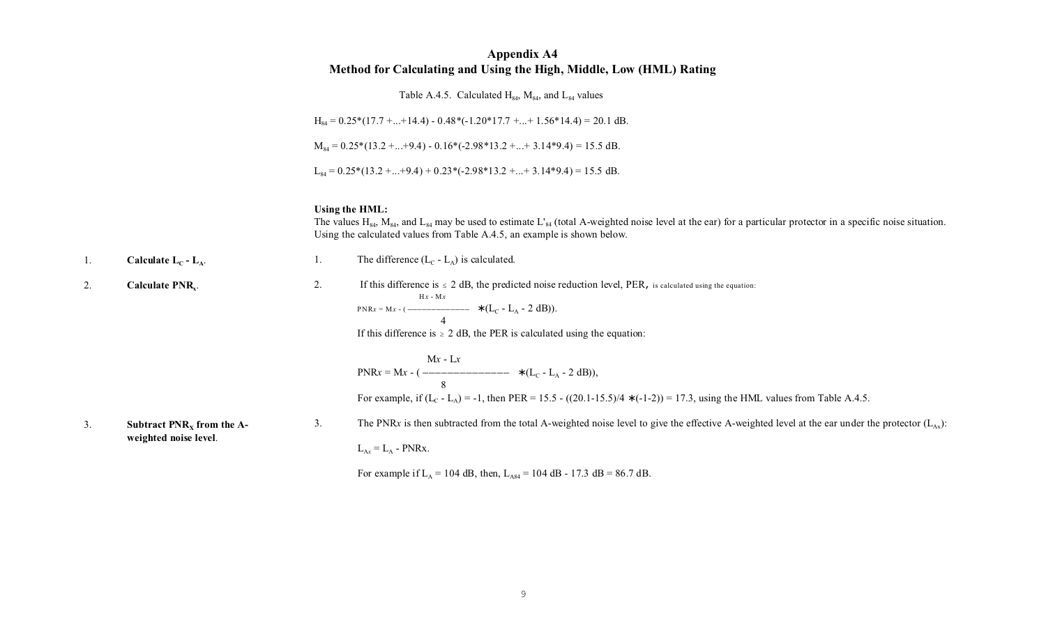## Appendix A4
## Method for Calculating and Using the High, Middle, Low (HML) Rating

Table A.4.5. Calculated $H_{84}$, $M_{84}$, and $L_{84}$ values

$H_{84}$ = 0.25*(17.7 +...+14.4) - 0.48*(-1.20*17.7 +...+ 1.56*14.4) = 20.1 dB.

$M_{84}$ = 0.25*(13.2 +...+9.4) - 0.16*(-2.98*13.2 +...+ 3.14*9.4) = 15.5 dB.

$L_{84}$ = 0.25*(13.2 +...+9.4) + 0.23*(-2.98*13.2 +...+ 3.14*9.4) = 15.5 dB.

**Using the HML:**
The values $H_{84}$, $M_{84}$, and $L_{84}$ may be used to estimate $L'_{84}$ (total A-weighted noise level at the ear) for a particular protector in a specific noise situation. Using the calculated values from Table A.4.5, an example is shown below.

1. **Calculate $L_C$ - $L_A$.**

   The difference ($L_C$ - $L_A$) is calculated.

2. **Calculate $PNR_x$.**

   If this difference is ≤ 2 dB, the predicted noise reduction level, PER, is calculated using the equation:

   $$PNRx = Mx - \left(\frac{Hx - Mx}{4} * (L_C - L_A - 2\text{ dB})\right).$$

   If this difference is ≥ 2 dB, the PER is calculated using the equation:

   $$PNRx = Mx - \left(\frac{Mx - Lx}{8} * (L_C - L_A - 2\text{ dB})\right),$$

   For example, if ($L_C$ - $L_A$) = -1, then PER = 15.5 - ((20.1-15.5)/4 *(-1-2)) = 17.3, using the HML values from Table A.4.5.

3. **Subtract $PNR_X$ from the A-weighted noise level.**

   The PNR*x* is then subtracted from the total A-weighted noise level to give the effective A-weighted level at the ear under the protector ($L_{Ax}$):

   $L_{Ax} = L_A$ - PNRx.

   For example if $L_A$ = 104 dB, then, $L_{A84}$ = 104 dB - 17.3 dB = 86.7 dB.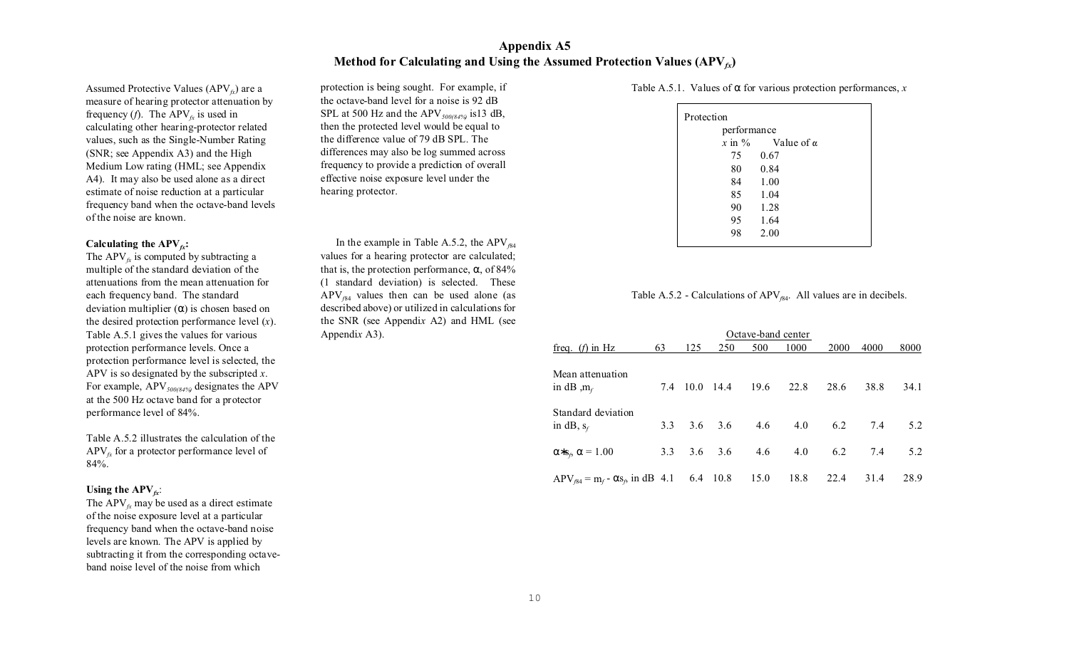# Appendix A5
## Method for Calculating and Using the Assumed Protection Values ($APV_{fx}$)

Assumed Protective Values ($APV_{fx}$) are a measure of hearing protector attenuation by frequency (*f*). The $APV_{fx}$ is used in calculating other hearing-protector related values, such as the Single-Number Rating (SNR; see Appendix A3) and the High Medium Low rating (HML; see Appendix A4). It may also be used alone as a direct estimate of noise reduction at a particular frequency band when the octave-band levels of the noise are known.

**Calculating the $APV_{fx}$:**
The $APV_{fx}$ is computed by subtracting a multiple of the standard deviation of the attenuations from the mean attenuation for each frequency band. The standard deviation multiplier (α) is chosen based on the desired protection performance level (*x*). Table A.5.1 gives the values for various protection performance levels. Once a protection performance level is selected, the APV is so designated by the subscripted *x*. For example, $APV_{500(84\%)}$ designates the APV at the 500 Hz octave band for a protector performance level of 84%.

Table A.5.2 illustrates the calculation of the $APV_{fx}$ for a protector performance level of 84%.

**Using the $APV_{fx}$:**
The $APV_{fx}$ may be used as a direct estimate of the noise exposure level at a particular frequency band when the octave-band noise levels are known. The APV is applied by subtracting it from the corresponding octave-band noise level of the noise from which protection is being sought. For example, if the octave-band level for a noise is 92 dB SPL at 500 Hz and the $APV_{500(84\%)}$ is13 dB, then the protected level would be equal to the difference value of 79 dB SPL. The differences may also be log summed across frequency to provide a prediction of overall effective noise exposure level under the hearing protector.

In the example in Table A.5.2, the $APV_{f84}$ values for a hearing protector are calculated; that is, the protection performance, α, of 84% (1 standard deviation) is selected. These $APV_{f84}$ values then can be used alone (as described above) or utilized in calculations for the SNR (see Appendix A2) and HML (see Appendix A3).

Table A.5.1. Values of α for various protection performances, *x*

| Protection performance *x* in % | Value of α |
|---|---|
| 75 | 0.67 |
| 80 | 0.84 |
| 84 | 1.00 |
| 85 | 1.04 |
| 90 | 1.28 |
| 95 | 1.64 |
| 98 | 2.00 |

Table A.5.2 - Calculations of $APV_{f84}$. All values are in decibels.

| | Octave-band center | | | | | | | |
|---|---|---|---|---|---|---|---|---|
| freq. (*f*) in Hz | 63 | 125 | 250 | 500 | 1000 | 2000 | 4000 | 8000 |
| Mean attenuation in dB ,$m_f$ | 7.4 | 10.0 | 14.4 | 19.6 | 22.8 | 28.6 | 38.8 | 34.1 |
| Standard deviation in dB, $s_f$ | 3.3 | 3.6 | 3.6 | 4.6 | 4.0 | 6.2 | 7.4 | 5.2 |
| $\alpha * s_f$, $\alpha = 1.00$ | 3.3 | 3.6 | 3.6 | 4.6 | 4.0 | 6.2 | 7.4 | 5.2 |
| $APV_{f84} = m_f - \alpha s_f$, in dB | 4.1 | 6.4 | 10.8 | 15.0 | 18.8 | 22.4 | 31.4 | 28.9 |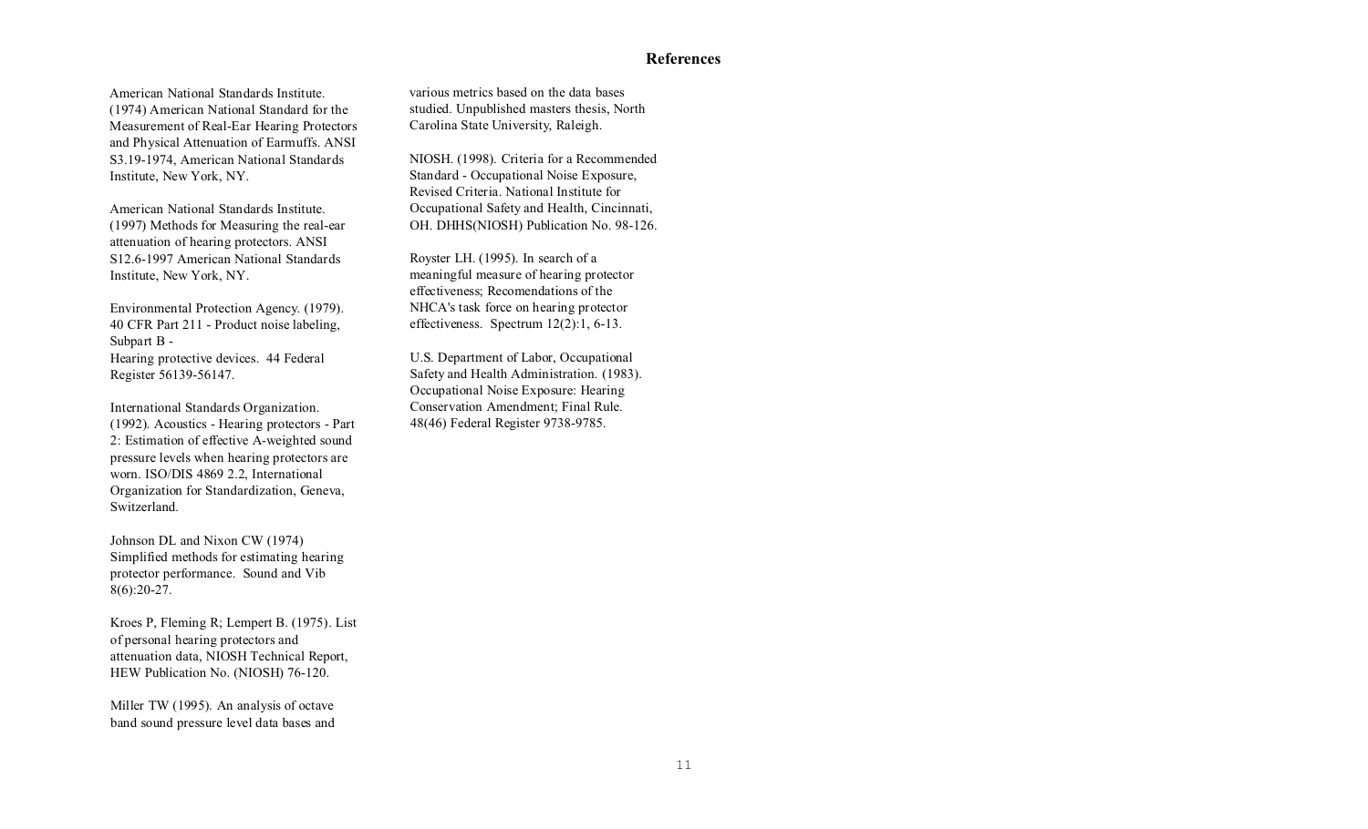# References

American National Standards Institute. (1974) American National Standard for the Measurement of Real-Ear Hearing Protectors and Physical Attenuation of Earmuffs. ANSI S3.19-1974, American National Standards Institute, New York, NY.

American National Standards Institute. (1997) Methods for Measuring the real-ear attenuation of hearing protectors. ANSI S12.6-1997 American National Standards Institute, New York, NY.

Environmental Protection Agency. (1979). 40 CFR Part 211 - Product noise labeling, Subpart B - Hearing protective devices. 44 Federal Register 56139-56147.

International Standards Organization. (1992). Acoustics - Hearing protectors - Part 2: Estimation of effective A-weighted sound pressure levels when hearing protectors are worn. ISO/DIS 4869 2.2, International Organization for Standardization, Geneva, Switzerland.

Johnson DL and Nixon CW (1974) Simplified methods for estimating hearing protector performance. Sound and Vib 8(6):20-27.

Kroes P, Fleming R; Lempert B. (1975). List of personal hearing protectors and attenuation data, NIOSH Technical Report, HEW Publication No. (NIOSH) 76-120.

Miller TW (1995). An analysis of octave band sound pressure level data bases and various metrics based on the data bases studied. Unpublished masters thesis, North Carolina State University, Raleigh.

NIOSH. (1998). Criteria for a Recommended Standard - Occupational Noise Exposure, Revised Criteria. National Institute for Occupational Safety and Health, Cincinnati, OH. DHHS(NIOSH) Publication No. 98-126.

Royster LH. (1995). In search of a meaningful measure of hearing protector effectiveness; Recomendations of the NHCA's task force on hearing protector effectiveness. Spectrum 12(2):1, 6-13.

U.S. Department of Labor, Occupational Safety and Health Administration. (1983). Occupational Noise Exposure: Hearing Conservation Amendment; Final Rule. 48(46) Federal Register 9738-9785.